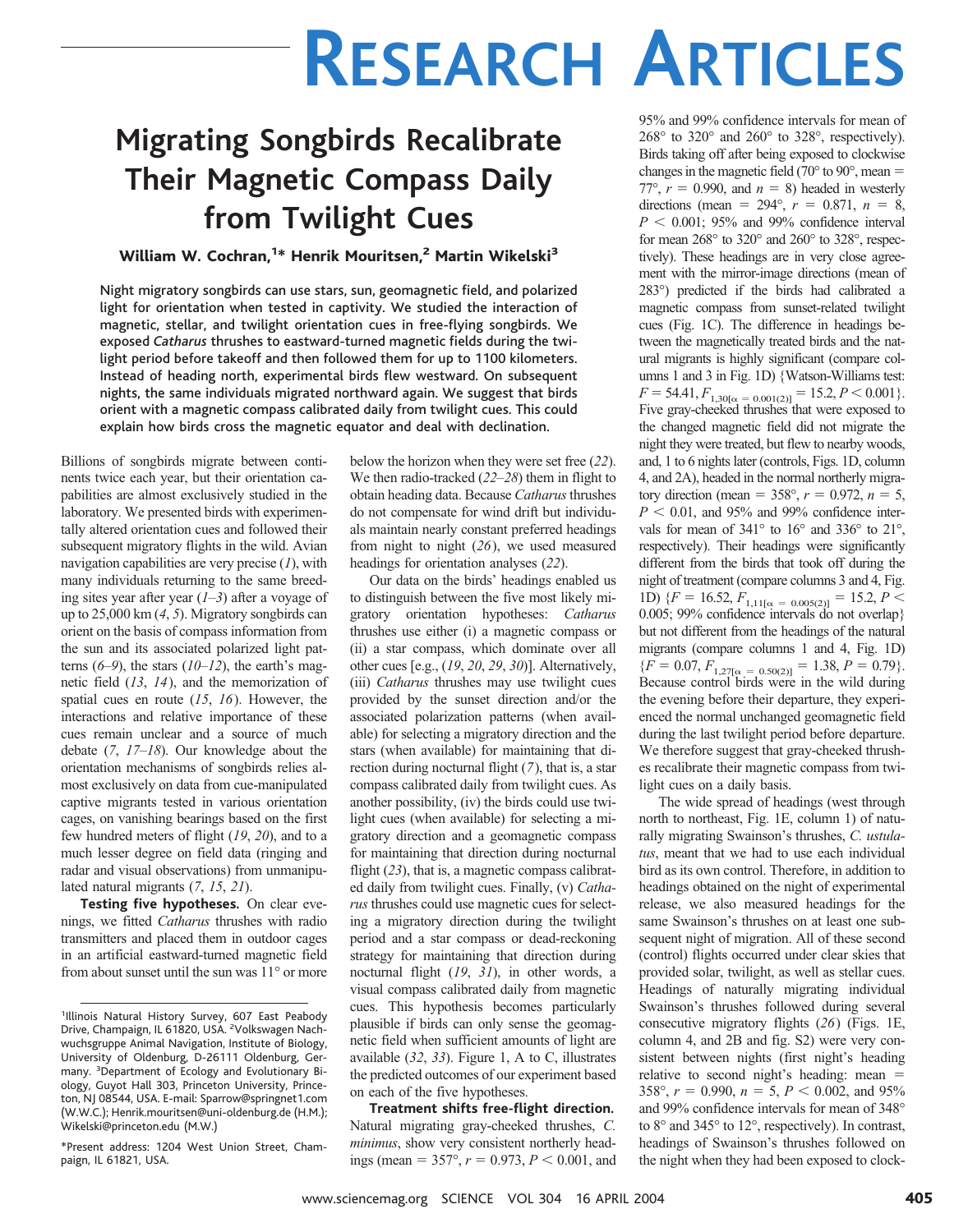# RESEARCH ARTICLES

# Migrating Songbirds Recalibrate Their Magnetic Compass Daily from Twilight Cues

**William W. Cochran,[1]* Henrik Mouritsen,[2] Martin Wikelski[3]**

**Night migratory songbirds can use stars, sun, geomagnetic field, and polarized light for orientation when tested in captivity. We studied the interaction of magnetic, stellar, and twilight orientation cues in free-flying songbirds. We exposed *Catharus* thrushes to eastward-turned magnetic fields during the twilight period before takeoff and then followed them for up to 1100 kilometers. Instead of heading north, experimental birds flew westward. On subsequent nights, the same individuals migrated northward again. We suggest that birds orient with a magnetic compass calibrated daily from twilight cues. This could explain how birds cross the magnetic equator and deal with declination.**

Billions of songbirds migrate between continents twice each year, but their orientation capabilities are almost exclusively studied in the laboratory. We presented birds with experimentally altered orientation cues and followed their subsequent migratory flights in the wild. Avian navigation capabilities are very precise (*1*), with many individuals returning to the same breeding sites year after year (*1–3*) after a voyage of up to 25,000 km (*4*, *5*). Migratory songbirds can orient on the basis of compass information from the sun and its associated polarized light patterns (*6–9*), the stars (*10–12*), the earth's magnetic field (*13*, *14*), and the memorization of spatial cues en route (*15*, *16*). However, the interactions and relative importance of these cues remain unclear and a source of much debate (*7*, *17–18*). Our knowledge about the orientation mechanisms of songbirds relies almost exclusively on data from cue-manipulated captive migrants tested in various orientation cages, on vanishing bearings based on the first few hundred meters of flight (*19*, *20*), and to a much lesser degree on field data (ringing and radar and visual observations) from unmanipulated natural migrants (*7*, *15*, *21*).

**Testing five hypotheses.** On clear evenings, we fitted *Catharus* thrushes with radio transmitters and placed them in outdoor cages in an artificial eastward-turned magnetic field from about sunset until the sun was 11° or more below the horizon when they were set free (*22*). We then radio-tracked (*22–28*) them in flight to obtain heading data. Because *Catharus* thrushes do not compensate for wind drift but individuals maintain nearly constant preferred headings from night to night (*26*), we used measured headings for orientation analyses (*22*).

Our data on the birds' headings enabled us to distinguish between the five most likely migratory orientation hypotheses: *Catharus* thrushes use either (i) a magnetic compass or (ii) a star compass, which dominate over all other cues [e.g., (*19*, *20*, *29*, *30*)]. Alternatively, (iii) *Catharus* thrushes may use twilight cues provided by the sunset direction and/or the associated polarization patterns (when available) for selecting a migratory direction and the stars (when available) for maintaining that direction during nocturnal flight (*7*), that is, a star compass calibrated daily from twilight cues. As another possibility, (iv) the birds could use twilight cues (when available) for selecting a migratory direction and a geomagnetic compass for maintaining that direction during nocturnal flight (*23*), that is, a magnetic compass calibrated daily from twilight cues. Finally, (v) *Catharus* thrushes could use magnetic cues for selecting a migratory direction during the twilight period and a star compass or dead-reckoning strategy for maintaining that direction during nocturnal flight (*19*, *31*), in other words, a visual compass calibrated daily from magnetic cues. This hypothesis becomes particularly plausible if birds can only sense the geomagnetic field when sufficient amounts of light are available (*32*, *33*). Figure 1, A to C, illustrates the predicted outcomes of our experiment based on each of the five hypotheses.

**Treatment shifts free-flight direction.** Natural migrating gray-cheeked thrushes, *C. minimus*, show very consistent northerly headings (mean = 357°, $r = 0.973$, $P < 0.001$, and 95% and 99% confidence intervals for mean of 268° to 320° and 260° to 328°, respectively). Birds taking off after being exposed to clockwise changes in the magnetic field (70° to 90°, mean = 77°, $r = 0.990$, and $n = 8$) headed in westerly directions (mean = 294°, $r = 0.871$, $n = 8$, $P < 0.001$; 95% and 99% confidence interval for mean 268° to 320° and 260° to 328°, respectively). These headings are in very close agreement with the mirror-image directions (mean of 283°) predicted if the birds had calibrated a magnetic compass from sunset-related twilight cues (Fig. 1C). The difference in headings between the magnetically treated birds and the natural migrants is highly significant (compare columns 1 and 3 in Fig. 1D) {Watson-Williams test: $F = 54.41$, $F_{1,30[\alpha = 0.001(2)]} = 15.2$, $P < 0.001$}. Five gray-cheeked thrushes that were exposed to the changed magnetic field did not migrate the night they were treated, but flew to nearby woods, and, 1 to 6 nights later (controls, Figs. 1D, column 4, and 2A), headed in the normal northerly migratory direction (mean = 358°, $r = 0.972$, $n = 5$, $P < 0.01$, and 95% and 99% confidence intervals for mean of 341° to 16° and 336° to 21°, respectively). Their headings were significantly different from the birds that took off during the night of treatment (compare columns 3 and 4, Fig. 1D) {$F = 16.52$, $F_{1,11[\alpha = 0.005(2)]} = 15.2$, $P < 0.005$; 99% confidence intervals do not overlap} but not different from the headings of the natural migrants (compare columns 1 and 4, Fig. 1D) {$F = 0.07$, $F_{1,27[\alpha = 0.50(2)]} = 1.38$, $P = 0.79$}. Because control birds were in the wild during the evening before their departure, they experienced the normal unchanged geomagnetic field during the last twilight period before departure. We therefore suggest that gray-cheeked thrushes recalibrate their magnetic compass from twilight cues on a daily basis.

The wide spread of headings (west through north to northeast, Fig. 1E, column 1) of naturally migrating Swainson's thrushes, *C. ustulatus*, meant that we had to use each individual bird as its own control. Therefore, in addition to headings obtained on the night of experimental release, we also measured headings for the same Swainson's thrushes on at least one subsequent night of migration. All of these second (control) flights occurred under clear skies that provided solar, twilight, as well as stellar cues. Headings of naturally migrating individual Swainson's thrushes followed during several consecutive migratory flights (*26*) (Figs. 1E, column 4, and 2B and fig. S2) were very consistent between nights (first night's heading relative to second night's heading: mean = 358°, $r = 0.990$, $n = 5$, $P < 0.002$, and 95% and 99% confidence intervals for mean of 348° to 8° and 345° to 12°, respectively). In contrast, headings of Swainson's thrushes followed on the night when they had been exposed to clock-

---

[1]Illinois Natural History Survey, 607 East Peabody Drive, Champaign, IL 61820, USA. [2]Volkswagen Nachwuchsgruppe Animal Navigation, Institute of Biology, University of Oldenburg, D-26111 Oldenburg, Germany. [3]Department of Ecology and Evolutionary Biology, Guyot Hall 303, Princeton University, Princeton, NJ 08544, USA. E-mail: Sparrow@springnet1.com (W.W.C.); Henrik.mouritsen@uni-oldenburg.de (H.M.); Wikelski@princeton.edu (M.W.)

*Present address: 1204 West Union Street, Champaign, IL 61821, USA.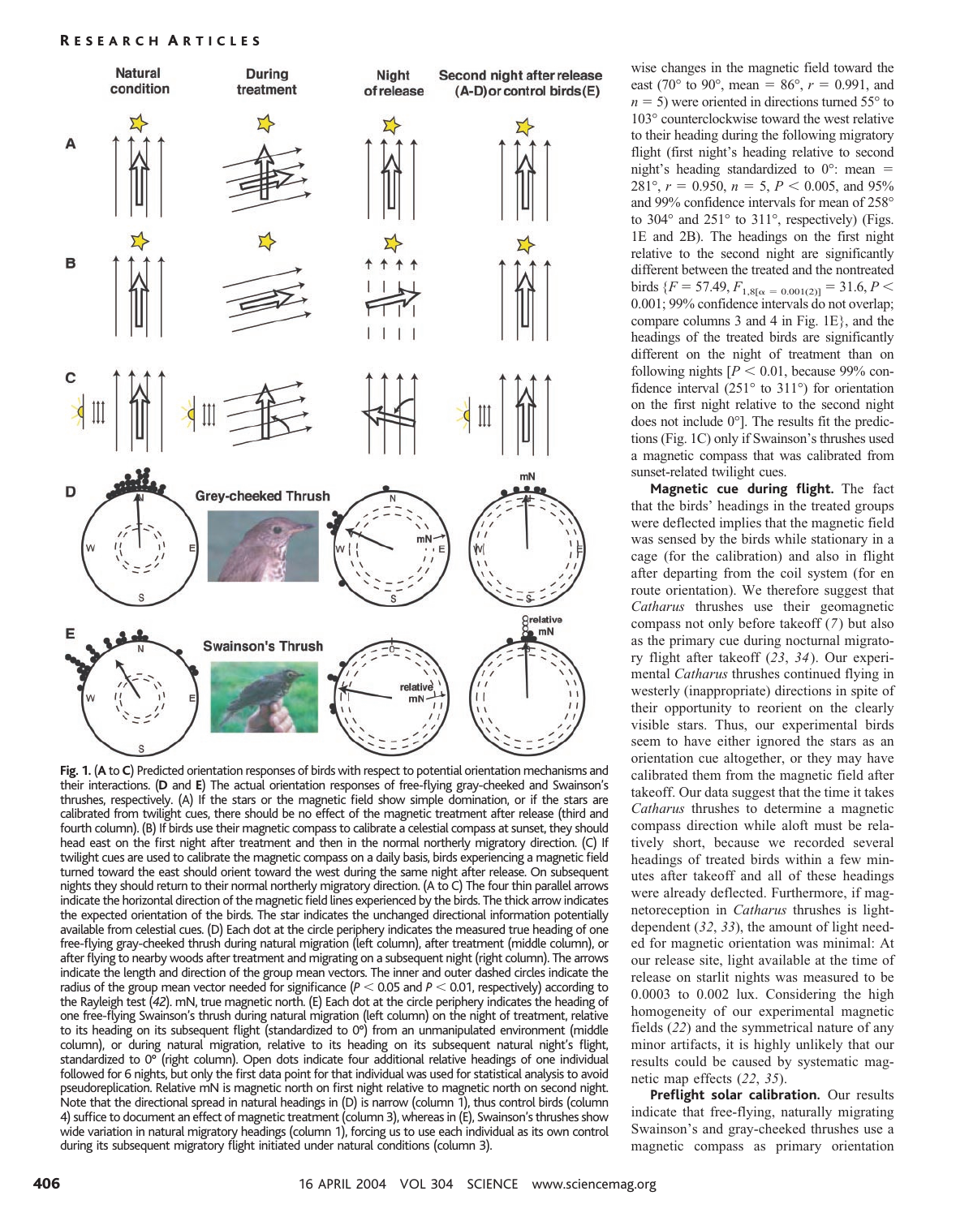Natural condition

During treatment

Night of release

Second night after release (A-D) or control birds (E)

A

B

C

D

Grey-cheeked Thrush

N

W

E

S

mN

E

Swainson's Thrush

relative mN

**Fig. 1.** (**A** to **C**) Predicted orientation responses of birds with respect to potential orientation mechanisms and their interactions. (**D** and **E**) The actual orientation responses of free-flying gray-cheeked and Swainson's thrushes, respectively. (A) If the stars or the magnetic field show simple domination, or if the stars are calibrated from twilight cues, there should be no effect of the magnetic treatment after release (third and fourth column). (B) If birds use their magnetic compass to calibrate a celestial compass at sunset, they should head east on the first night after treatment and then in the normal northerly migratory direction. (C) If twilight cues are used to calibrate the magnetic compass on a daily basis, birds experiencing a magnetic field turned toward the east should orient toward the west during the same night after release. On subsequent nights they should return to their normal northerly migratory direction. (A to C) The four thin parallel arrows indicate the horizontal direction of the magnetic field lines experienced by the birds. The thick arrow indicates the expected orientation of the birds. The star indicates the unchanged directional information potentially available from celestial cues. (D) Each dot at the circle periphery indicates the measured true heading of one free-flying gray-cheeked thrush during natural migration (left column), after treatment (middle column), or after flying to nearby woods after treatment and migrating on a subsequent night (right column). The arrows indicate the length and direction of the group mean vectors. The inner and outer dashed circles indicate the radius of the group mean vector needed for significance ($P < 0.05$ and $P < 0.01$, respectively) according to the Rayleigh test (*42*). mN, true magnetic north. (E) Each dot at the circle periphery indicates the heading of one free-flying Swainson's thrush during natural migration (left column) on the night of treatment, relative to its heading on its subsequent flight (standardized to 0°) from an unmanipulated environment (middle column), or during natural migration, relative to its heading on its subsequent natural night's flight, standardized to 0° (right column). Open dots indicate four additional relative headings of one individual followed for 6 nights, but only the first data point for that individual was used for statistical analysis to avoid pseudoreplication. Relative mN is magnetic north on first night relative to magnetic north on second night. Note that the directional spread in natural headings in (D) is narrow (column 1), thus control birds (column 4) suffice to document an effect of magnetic treatment (column 3), whereas in (E), Swainson's thrushes show wide variation in natural migratory headings (column 1), forcing us to use each individual as its own control during its subsequent migratory flight initiated under natural conditions (column 3).

wise changes in the magnetic field toward the east (70° to 90°, mean = 86°, $r = 0.991$, and $n = 5$) were oriented in directions turned 55° to 103° counterclockwise toward the west relative to their heading during the following migratory flight (first night's heading relative to second night's heading standardized to 0°: mean = 281°, $r = 0.950$, $n = 5$, $P < 0.005$, and 95% and 99% confidence intervals for mean of 258° to 304° and 251° to 311°, respectively) (Figs. 1E and 2B). The headings on the first night relative to the second night are significantly different between the treated and the nontreated birds {$F = 57.49$, $F_{1,8[\alpha = 0.001(2)]} = 31.6$, $P < 0.001$; 99% confidence intervals do not overlap; compare columns 3 and 4 in Fig. 1E}, and the headings of the treated birds are significantly different on the night of treatment than on following nights [$P < 0.01$, because 99% confidence interval (251° to 311°) for orientation on the first night relative to the second night does not include 0°]. The results fit the predictions (Fig. 1C) only if Swainson's thrushes used a magnetic compass that was calibrated from sunset-related twilight cues.

**Magnetic cue during flight.** The fact that the birds' headings in the treated groups were deflected implies that the magnetic field was sensed by the birds while stationary in a cage (for the calibration) and also in flight after departing from the coil system (for en route orientation). We therefore suggest that *Catharus* thrushes use their geomagnetic compass not only before takeoff (*7*) but also as the primary cue during nocturnal migratory flight after takeoff (*23*, *34*). Our experimental *Catharus* thrushes continued flying in westerly (inappropriate) directions in spite of their opportunity to reorient on the clearly visible stars. Thus, our experimental birds seem to have either ignored the stars as an orientation cue altogether, or they may have calibrated them from the magnetic field after takeoff. Our data suggest that the time it takes *Catharus* thrushes to determine a magnetic compass direction while aloft must be relatively short, because we recorded several headings of treated birds within a few minutes after takeoff and all of these headings were already deflected. Furthermore, if magnetoreception in *Catharus* thrushes is light-dependent (*32*, *33*), the amount of light needed for magnetic orientation was minimal: At our release site, light available at the time of release on starlit nights was measured to be 0.0003 to 0.002 lux. Considering the high homogeneity of our experimental magnetic fields (*22*) and the symmetrical nature of any minor artifacts, it is highly unlikely that our results could be caused by systematic magnetic map effects (*22*, *35*).

**Preflight solar calibration.** Our results indicate that free-flying, naturally migrating Swainson's and gray-cheeked thrushes use a magnetic compass as primary orientation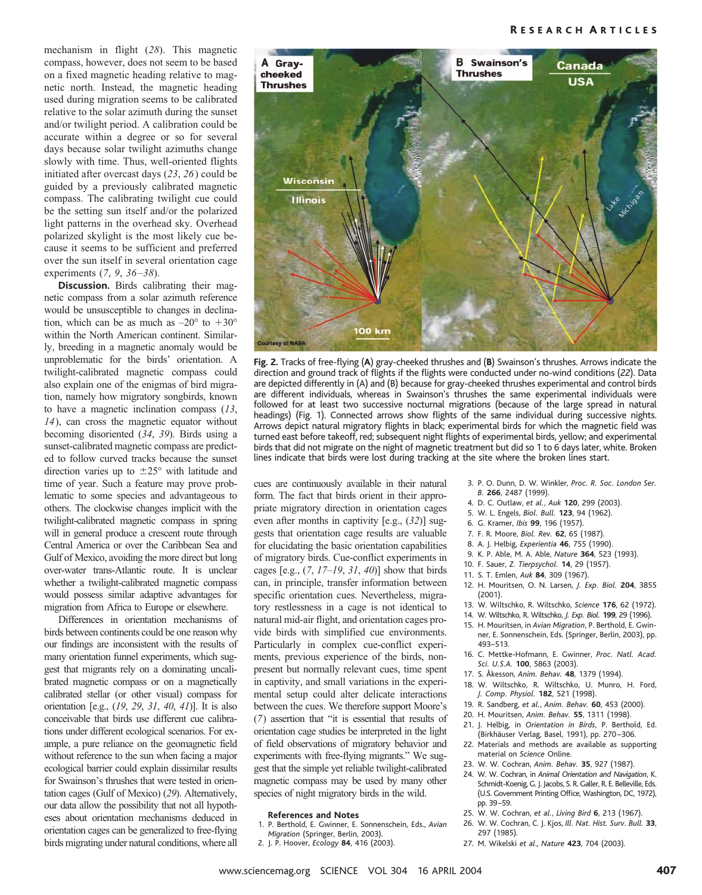mechanism in flight (28). This magnetic compass, however, does not seem to be based on a fixed magnetic heading relative to magnetic north. Instead, the magnetic heading used during migration seems to be calibrated relative to the solar azimuth during the sunset and/or twilight period. A calibration could be accurate within a degree or so for several days because solar twilight azimuths change slowly with time. Thus, well-oriented flights initiated after overcast days (23, 26) could be guided by a previously calibrated magnetic compass. The calibrating twilight cue could be the setting sun itself and/or the polarized light patterns in the overhead sky. Overhead polarized skylight is the most likely cue because it seems to be sufficient and preferred over the sun itself in several orientation cage experiments (7, 9, 36–38).

**Discussion.** Birds calibrating their magnetic compass from a solar azimuth reference would be unsusceptible to changes in declination, which can be as much as –20° to +30° within the North American continent. Similarly, breeding in a magnetic anomaly would be unproblematic for the birds' orientation. A twilight-calibrated magnetic compass could also explain one of the enigmas of bird migration, namely how migratory songbirds, known to have a magnetic inclination compass (13, 14), can cross the magnetic equator without becoming disoriented (34, 39). Birds using a sunset-calibrated magnetic compass are predicted to follow curved tracks because the sunset direction varies up to ±25° with latitude and time of year. Such a feature may prove problematic to some species and advantageous to others. The clockwise changes implicit with the twilight-calibrated magnetic compass in spring will in general produce a crescent route through Central America or over the Caribbean Sea and Gulf of Mexico, avoiding the more direct but long over-water trans-Atlantic route. It is unclear whether a twilight-calibrated magnetic compass would possess similar adaptive advantages for migration from Africa to Europe or elsewhere.

A Gray-cheeked Thrushes
B Swainson's Thrushes
Canada
USA
Wisconsin
Illinois
Lake Michigan
100 km
Courtesy of NASA

**Fig. 2.** Tracks of free-flying (**A**) gray-cheeked thrushes and (**B**) Swainson's thrushes. Arrows indicate the direction and ground track of flights if the flights were conducted under no-wind conditions (22). Data are depicted differently in (A) and (B) because for gray-cheeked thrushes experimental and control birds are different individuals, whereas in Swainson's thrushes the same experimental individuals were followed for at least two successive nocturnal migrations (because of the large spread in natural headings) (Fig. 1). Connected arrows show flights of the same individual during successive nights. Arrows depict natural migratory flights in black; experimental birds for which the magnetic field was turned east before takeoff, red; subsequent night flights of experimental birds, yellow; and experimental birds that did not migrate on the night of magnetic treatment but did so 1 to 6 days later, white. Broken lines indicate that birds were lost during tracking at the site where the broken lines start.

Differences in orientation mechanisms of birds between continents could be one reason why our findings are inconsistent with the results of many orientation funnel experiments, which suggest that migrants rely on a dominating uncalibrated magnetic compass or on a magnetically calibrated stellar (or other visual) compass for orientation [e.g., (19, 29, 31, 40, 41)]. It is also conceivable that birds use different cue calibrations under different ecological scenarios. For example, a pure reliance on the geomagnetic field without reference to the sun when facing a major ecological barrier could explain dissimilar results for Swainson's thrushes that were tested in orientation cages (Gulf of Mexico) (29). Alternatively, our data allow the possibility that not all hypotheses about orientation mechanisms deduced in orientation cages can be generalized to free-flying birds migrating under natural conditions, where all cues are continuously available in their natural form. The fact that birds orient in their appropriate migratory direction in orientation cages even after months in captivity [e.g., (32)] suggests that orientation cage results are valuable for elucidating the basic orientation capabilities of migratory birds. Cue-conflict experiments in cages [e.g., (7, 17–19, 31, 40)] show that birds can, in principle, transfer information between specific orientation cues. Nevertheless, migratory restlessness in a cage is not identical to natural mid-air flight, and orientation cages provide birds with simplified cue environments. Particularly in complex cue-conflict experiments, previous experience of the birds, nonpresent but normally relevant cues, time spent in captivity, and small variations in the experimental setup could alter delicate interactions between the cues. We therefore support Moore's (7) assertion that "it is essential that results of orientation cage studies be interpreted in the light of field observations of migratory behavior and experiments with free-flying migrants." We suggest that the simple yet reliable twilight-calibrated magnetic compass may be used by many other species of night migratory birds in the wild.

### References and Notes

1. P. Berthold, E. Gwinner, E. Sonnenschein, Eds., *Avian Migration* (Springer, Berlin, 2003).
2. J. P. Hoover, *Ecology* **84**, 416 (2003).
3. P. O. Dunn, D. W. Winkler, *Proc. R. Soc. London Ser. B.* **266**, 2487 (1999).
4. D. C. Outlaw, *et al.*, *Auk* **120**, 299 (2003).
5. W. L. Engels, *Biol. Bull.* **123**, 94 (1962).
6. G. Kramer, *Ibis* **99**, 196 (1957).
7. F. R. Moore, *Biol. Rev.* **62**, 65 (1987).
8. A. J. Helbig, *Experientia* **46**, 755 (1990).
9. K. P. Able, M. A. Able, *Nature* **364**, 523 (1993).
10. F. Sauer, *Z. Tierpsychol.* **14**, 29 (1957).
11. S. T. Emlen, *Auk* **84**, 309 (1967).
12. H. Mouritsen, O. N. Larsen, *J. Exp. Biol.* **204**, 3855 (2001).
13. W. Wiltschko, R. Wiltschko, *Science* **176**, 62 (1972).
14. W. Wiltschko, R. Wiltschko, *J. Exp. Biol.* **199**, 29 (1996).
15. H. Mouritsen, in *Avian Migration*, P. Berthold, E. Gwinner, E. Sonnenschein, Eds. (Springer, Berlin, 2003), pp. 493–513.
16. C. Mettke-Hofmann, E. Gwinner, *Proc. Natl. Acad. Sci. U.S.A.* **100**, 5863 (2003).
17. S. Åkesson, *Anim. Behav.* **48**, 1379 (1994).
18. W. Wiltschko, R. Wiltschko, U. Munro, H. Ford, *J. Comp. Physiol.* **182**, 521 (1998).
19. R. Sandberg, *et al.*, *Anim. Behav.* **60**, 453 (2000).
20. H. Mouritsen, *Anim. Behav.* **55**, 1311 (1998).
21. J. Helbig, in *Orientation in Birds*, P. Berthold, Ed. (Birkhäuser Verlag, Basel, 1991), pp. 270–306.
22. Materials and methods are available as supporting material on *Science* Online.
23. W. W. Cochran, *Anim. Behav.* **35**, 927 (1987).
24. W. W. Cochran, in *Animal Orientation and Navigation*, K. Schmidt-Koenig, G. J. Jacobs, S. R. Galler, R. E. Belleville, Eds. (U.S. Government Printing Office, Washington, DC, 1972), pp. 39–59.
25. W. W. Cochran, *et al.*, *Living Bird* **6**, 213 (1967).
26. W. W. Cochran, C. J. Kjos, *Ill. Nat. Hist. Surv. Bull.* **33**, 297 (1985).
27. M. Wikelski *et al.*, *Nature* **423**, 704 (2003).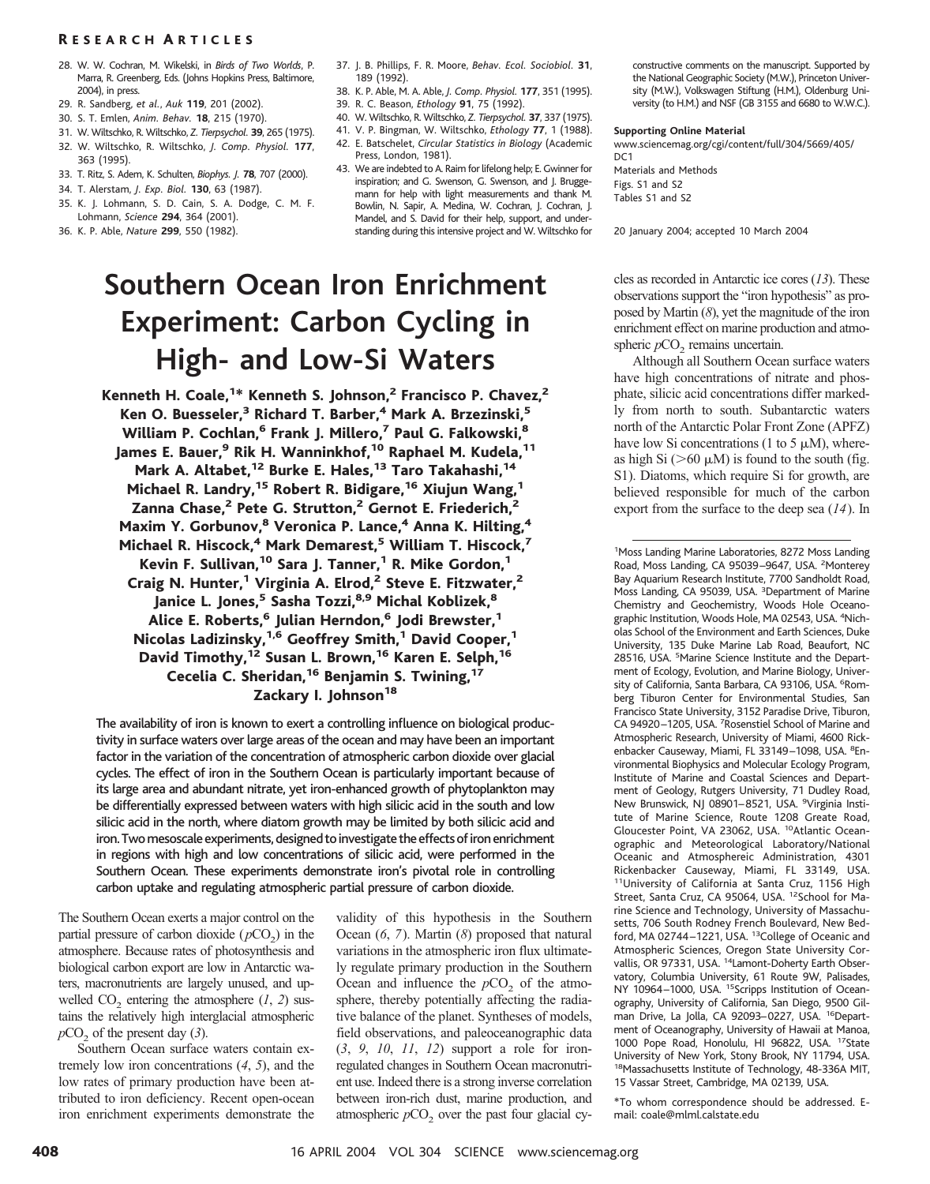28. W. W. Cochran, M. Wikelski, in *Birds of Two Worlds*, P. Marra, R. Greenberg, Eds. (Johns Hopkins Press, Baltimore, 2004), in press.
29. R. Sandberg, *et al.*, *Auk* **119**, 201 (2002).
30. S. T. Emlen, *Anim. Behav.* **18**, 215 (1970).
31. W. Wiltschko, R. Wiltschko, *Z. Tierpsychol.* **39**, 265 (1975).
32. W. Wiltschko, R. Wiltschko, *J. Comp. Physiol.* **177**, 363 (1995).
33. T. Ritz, S. Adem, K. Schulten, *Biophys. J.* **78**, 707 (2000).
34. T. Alerstam, *J. Exp. Biol.* **130**, 63 (1987).
35. K. J. Lohmann, S. D. Cain, S. A. Dodge, C. M. F. Lohmann, *Science* **294**, 364 (2001).
36. K. P. Able, *Nature* **299**, 550 (1982).
37. J. B. Phillips, F. R. Moore, *Behav. Ecol. Sociobiol.* **31**, 189 (1992).
38. K. P. Able, M. A. Able, *J. Comp. Physiol.* **177**, 351 (1995).
39. R. C. Beason, *Ethology* **91**, 75 (1992).
40. W. Wiltschko, R. Wiltschko, *Z. Tierpsychol.* **37**, 337 (1975).
41. V. P. Bingman, W. Wiltschko, *Ethology* **77**, 1 (1988).
42. E. Batschelet, *Circular Statistics in Biology* (Academic Press, London, 1981).
43. We are indebted to A. Raim for lifelong help; E. Gwinner for inspiration; and G. Swenson, G. Swenson, and J. Bruggemann for help with light measurements and thank M. Bowlin, N. Sapir, A. Medina, W. Cochran, J. Cochran, J. Mandel, and S. David for their help, support, and understanding during this intensive project and W. Wiltschko for constructive comments on the manuscript. Supported by the National Geographic Society (M.W.), Princeton University (M.W.), Volkswagen Stiftung (H.M.), Oldenburg University (to H.M.) and NSF (GB 3155 and 6680 to W.W.C.).

**Supporting Online Material**
www.sciencemag.org/cgi/content/full/304/5669/405/DC1
Materials and Methods
Figs. S1 and S2
Tables S1 and S2

20 January 2004; accepted 10 March 2004

# Southern Ocean Iron Enrichment Experiment: Carbon Cycling in High- and Low-Si Waters

**Kenneth H. Coale,[1*] Kenneth S. Johnson,[2] Francisco P. Chavez,[2] Ken O. Buesseler,[3] Richard T. Barber,[4] Mark A. Brzezinski,[5] William P. Cochlan,[6] Frank J. Millero,[7] Paul G. Falkowski,[8] James E. Bauer,[9] Rik H. Wanninkhof,[10] Raphael M. Kudela,[11] Mark A. Altabet,[12] Burke E. Hales,[13] Taro Takahashi,[14] Michael R. Landry,[15] Robert R. Bidigare,[16] Xiujun Wang,[1] Zanna Chase,[2] Pete G. Strutton,[2] Gernot E. Friederich,[2] Maxim Y. Gorbunov,[8] Veronica P. Lance,[4] Anna K. Hilting,[4] Michael R. Hiscock,[4] Mark Demarest,[5] William T. Hiscock,[7] Kevin F. Sullivan,[10] Sara J. Tanner,[1] R. Mike Gordon,[1] Craig N. Hunter,[1] Virginia A. Elrod,[2] Steve E. Fitzwater,[2] Janice L. Jones,[5] Sasha Tozzi,[8,9] Michal Koblizek,[8] Alice E. Roberts,[6] Julian Herndon,[6] Jodi Brewster,[1] Nicolas Ladizinsky,[1,6] Geoffrey Smith,[1] David Cooper,[1] David Timothy,[12] Susan L. Brown,[16] Karen E. Selph,[16] Cecelia C. Sheridan,[16] Benjamin S. Twining,[17] Zackary I. Johnson[18]**

**The availability of iron is known to exert a controlling influence on biological productivity in surface waters over large areas of the ocean and may have been an important factor in the variation of the concentration of atmospheric carbon dioxide over glacial cycles. The effect of iron in the Southern Ocean is particularly important because of its large area and abundant nitrate, yet iron-enhanced growth of phytoplankton may be differentially expressed between waters with high silicic acid in the south and low silicic acid in the north, where diatom growth may be limited by both silicic acid and iron. Two mesoscale experiments, designed to investigate the effects of iron enrichment in regions with high and low concentrations of silicic acid, were performed in the Southern Ocean. These experiments demonstrate iron's pivotal role in controlling carbon uptake and regulating atmospheric partial pressure of carbon dioxide.**

The Southern Ocean exerts a major control on the partial pressure of carbon dioxide ($pCO_2$) in the atmosphere. Because rates of photosynthesis and biological carbon export are low in Antarctic waters, macronutrients are largely unused, and upwelled $CO_2$ entering the atmosphere (*1*, *2*) sustains the relatively high interglacial atmospheric $pCO_2$ of the present day (*3*).

Southern Ocean surface waters contain extremely low iron concentrations (*4*, *5*), and the low rates of primary production have been attributed to iron deficiency. Recent open-ocean iron enrichment experiments demonstrate the validity of this hypothesis in the Southern Ocean (*6*, *7*). Martin (*8*) proposed that natural variations in the atmospheric iron flux ultimately regulate primary production in the Southern Ocean and influence the $pCO_2$ of the atmosphere, thereby potentially affecting the radiative balance of the planet. Syntheses of models, field observations, and paleoceanographic data (*3*, *9*, *10*, *11*, *12*) support a role for iron-regulated changes in Southern Ocean macronutrient use. Indeed there is a strong inverse correlation between iron-rich dust, marine production, and atmospheric $pCO_2$ over the past four glacial cycles as recorded in Antarctic ice cores (*13*). These observations support the "iron hypothesis" as proposed by Martin (*8*), yet the magnitude of the iron enrichment effect on marine production and atmospheric $pCO_2$ remains uncertain.

Although all Southern Ocean surface waters have high concentrations of nitrate and phosphate, silicic acid concentrations differ markedly from north to south. Subantarctic waters north of the Antarctic Polar Front Zone (APFZ) have low Si concentrations (1 to 5 μM), whereas high Si (>60 μM) is found to the south (fig. S1). Diatoms, which require Si for growth, are believed responsible for much of the carbon export from the surface to the deep sea (*14*). In

[1]Moss Landing Marine Laboratories, 8272 Moss Landing Road, Moss Landing, CA 95039–9647, USA. [2]Monterey Bay Aquarium Research Institute, 7700 Sandholdt Road, Moss Landing, CA 95039, USA. [3]Department of Marine Chemistry and Geochemistry, Woods Hole Oceanographic Institution, Woods Hole, MA 02543, USA. [4]Nicholas School of the Environment and Earth Sciences, Duke University, 135 Duke Marine Lab Road, Beaufort, NC 28516, USA. [5]Marine Science Institute and the Department of Ecology, Evolution, and Marine Biology, University of California, Santa Barbara, CA 93106, USA. [6]Romberg Tiburon Center for Environmental Studies, San Francisco State University, 3152 Paradise Drive, Tiburon, CA 94920–1205, USA. [7]Rosenstiel School of Marine and Atmospheric Research, University of Miami, 4600 Rickenbacker Causeway, Miami, FL 33149–1098, USA. [8]Environmental Biophysics and Molecular Ecology Program, Institute of Marine and Coastal Sciences and Department of Geology, Rutgers University, 71 Dudley Road, New Brunswick, NJ 08901–8521, USA. [9]Virginia Institute of Marine Science, Route 1208 Greate Road, Gloucester Point, VA 23062, USA. [10]Atlantic Oceanographic and Meteorological Laboratory/National Oceanic and Atmospehreic Administration, 4301 Rickenbacker Causeway, Miami, FL 33149, USA. [11]University of California at Santa Cruz, 1156 High Street, Santa Cruz, CA 95064, USA. [12]School for Marine Science and Technology, University of Massachusetts, 706 South Rodney French Boulevard, New Bedford, MA 02744–1221, USA. [13]College of Oceanic and Atmospheric Sciences, Oregon State University Corvallis, OR 97331, USA. [14]Lamont-Doherty Earth Observatory, Columbia University, 61 Route 9W, Palisades, NY 10964–1000, USA. [15]Scripps Institution of Oceanography, University of California, San Diego, 9500 Gilman Drive, La Jolla, CA 92093–0227, USA. [16]Department of Oceanography, University of Hawaii at Manoa, 1000 Pope Road, Honolulu, HI 96822, USA. [17]State University of New York, Stony Brook, NY 11794, USA. [18]Massachusetts Institute of Technology, 48-336A MIT, 15 Vassar Street, Cambridge, MA 02139, USA.

*To whom correspondence should be addressed. E-mail: coale@mlml.calstate.edu